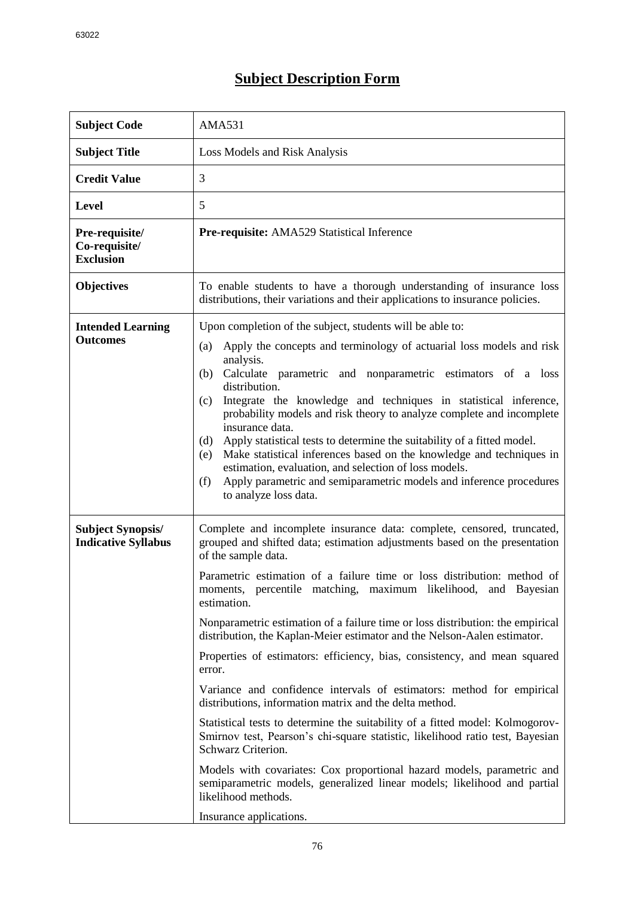# Subject Description Form

| | |
|---|---|
| **Subject Code** | AMA531 |
| **Subject Title** | Loss Models and Risk Analysis |
| **Credit Value** | 3 |
| **Level** | 5 |
| **Pre-requisite/ Co-requisite/ Exclusion** | **Pre-requisite:** AMA529 Statistical Inference |
| **Objectives** | To enable students to have a thorough understanding of insurance loss distributions, their variations and their applications to insurance policies. |
| **Intended Learning Outcomes** | Upon completion of the subject, students will be able to:<br>(a) Apply the concepts and terminology of actuarial loss models and risk analysis.<br>(b) Calculate parametric and nonparametric estimators of a loss distribution.<br>(c) Integrate the knowledge and techniques in statistical inference, probability models and risk theory to analyze complete and incomplete insurance data.<br>(d) Apply statistical tests to determine the suitability of a fitted model.<br>(e) Make statistical inferences based on the knowledge and techniques in estimation, evaluation, and selection of loss models.<br>(f) Apply parametric and semiparametric models and inference procedures to analyze loss data. |
| **Subject Synopsis/ Indicative Syllabus** | Complete and incomplete insurance data: complete, censored, truncated, grouped and shifted data; estimation adjustments based on the presentation of the sample data.<br><br>Parametric estimation of a failure time or loss distribution: method of moments, percentile matching, maximum likelihood, and Bayesian estimation.<br><br>Nonparametric estimation of a failure time or loss distribution: the empirical distribution, the Kaplan-Meier estimator and the Nelson-Aalen estimator.<br><br>Properties of estimators: efficiency, bias, consistency, and mean squared error.<br><br>Variance and confidence intervals of estimators: method for empirical distributions, information matrix and the delta method.<br><br>Statistical tests to determine the suitability of a fitted model: Kolmogorov-Smirnov test, Pearson's chi-square statistic, likelihood ratio test, Bayesian Schwarz Criterion.<br><br>Models with covariates: Cox proportional hazard models, parametric and semiparametric models, generalized linear models; likelihood and partial likelihood methods.<br><br>Insurance applications. |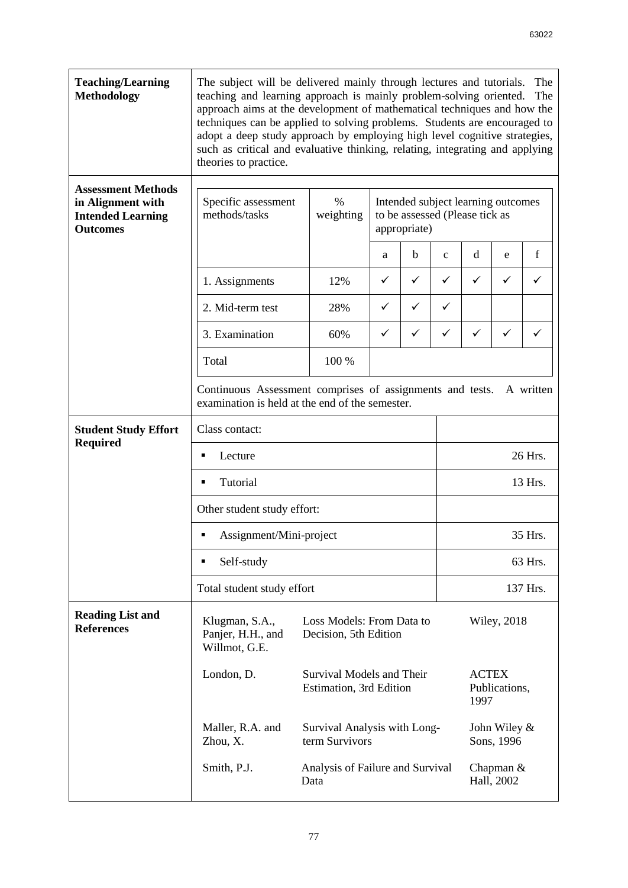| | |
|---|---|
| **Teaching/Learning Methodology** | The subject will be delivered mainly through lectures and tutorials. The teaching and learning approach is mainly problem-solving oriented. The approach aims at the development of mathematical techniques and how the techniques can be applied to solving problems. Students are encouraged to adopt a deep study approach by employing high level cognitive strategies, such as critical and evaluative thinking, relating, integrating and applying theories to practice. |
| **Assessment Methods in Alignment with Intended Learning Outcomes** | (see table below) |

| Specific assessment methods/tasks | % weighting | Intended subject learning outcomes to be assessed (Please tick as appropriate) | | | | | |
|---|---|---|---|---|---|---|---|
| | | a | b | c | d | e | f |
| 1. Assignments | 12% | ✓ | ✓ | ✓ | ✓ | ✓ | ✓ |
| 2. Mid-term test | 28% | ✓ | ✓ | ✓ | | | |
| 3. Examination | 60% | ✓ | ✓ | ✓ | ✓ | ✓ | ✓ |
| Total | 100 % | | | | | | |

Continuous Assessment comprises of assignments and tests. A written examination is held at the end of the semester.

**Student Study Effort Required**

| | |
|---|---|
| Class contact: | |
| ▪ Lecture | 26 Hrs. |
| ▪ Tutorial | 13 Hrs. |
| Other student study effort: | |
| ▪ Assignment/Mini-project | 35 Hrs. |
| ▪ Self-study | 63 Hrs. |
| Total student study effort | 137 Hrs. |

**Reading List and References**

| | | |
|---|---|---|
| Klugman, S.A., Panjer, H.H., and Willmot, G.E. | Loss Models: From Data to Decision, 5th Edition | Wiley, 2018 |
| London, D. | Survival Models and Their Estimation, 3rd Edition | ACTEX Publications, 1997 |
| Maller, R.A. and Zhou, X. | Survival Analysis with Long-term Survivors | John Wiley & Sons, 1996 |
| Smith, P.J. | Analysis of Failure and Survival Data | Chapman & Hall, 2002 |